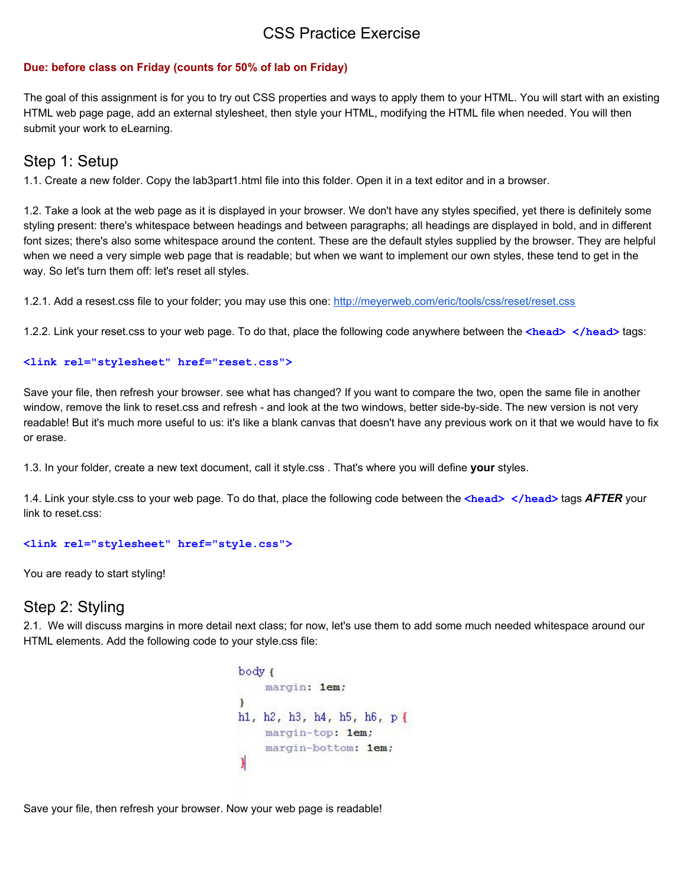# CSS Practice Exercise

**Due: before class on Friday (counts for 50% of lab on Friday)**

The goal of this assignment is for you to try out CSS properties and ways to apply them to your HTML. You will start with an existing HTML web page page, add an external stylesheet, then style your HTML, modifying the HTML file when needed. You will then submit your work to eLearning.

## Step 1: Setup

1.1. Create a new folder. Copy the lab3part1.html file into this folder. Open it in a text editor and in a browser.

1.2. Take a look at the web page as it is displayed in your browser. We don't have any styles specified, yet there is definitely some styling present: there's whitespace between headings and between paragraphs; all headings are displayed in bold, and in different font sizes; there's also some whitespace around the content. These are the default styles supplied by the browser. They are helpful when we need a very simple web page that is readable; but when we want to implement our own styles, these tend to get in the way. So let's turn them off: let's reset all styles.

1.2.1. Add a resest.css file to your folder; you may use this one: [http://meyerweb.com/eric/tools/css/reset/reset.css](http://meyerweb.com/eric/tools/css/reset/reset.css)

1.2.2. Link your reset.css to your web page. To do that, place the following code anywhere between the `<head> </head>` tags:

```
<link rel="stylesheet" href="reset.css">
```

Save your file, then refresh your browser. see what has changed? If you want to compare the two, open the same file in another window, remove the link to reset.css and refresh - and look at the two windows, better side-by-side. The new version is not very readable! But it's much more useful to us: it's like a blank canvas that doesn't have any previous work on it that we would have to fix or erase.

1.3. In your folder, create a new text document, call it style.css . That's where you will define **your** styles.

1.4. Link your style.css to your web page. To do that, place the following code between the `<head> </head>` tags ***AFTER*** your link to reset.css:

```
<link rel="stylesheet" href="style.css">
```

You are ready to start styling!

## Step 2: Styling

2.1. We will discuss margins in more detail next class; for now, let's use them to add some much needed whitespace around our HTML elements. Add the following code to your style.css file:

```
body {
    margin: 1em;
}
h1, h2, h3, h4, h5, h6, p {
    margin-top: 1em;
    margin-bottom: 1em;
}
```

Save your file, then refresh your browser. Now your web page is readable!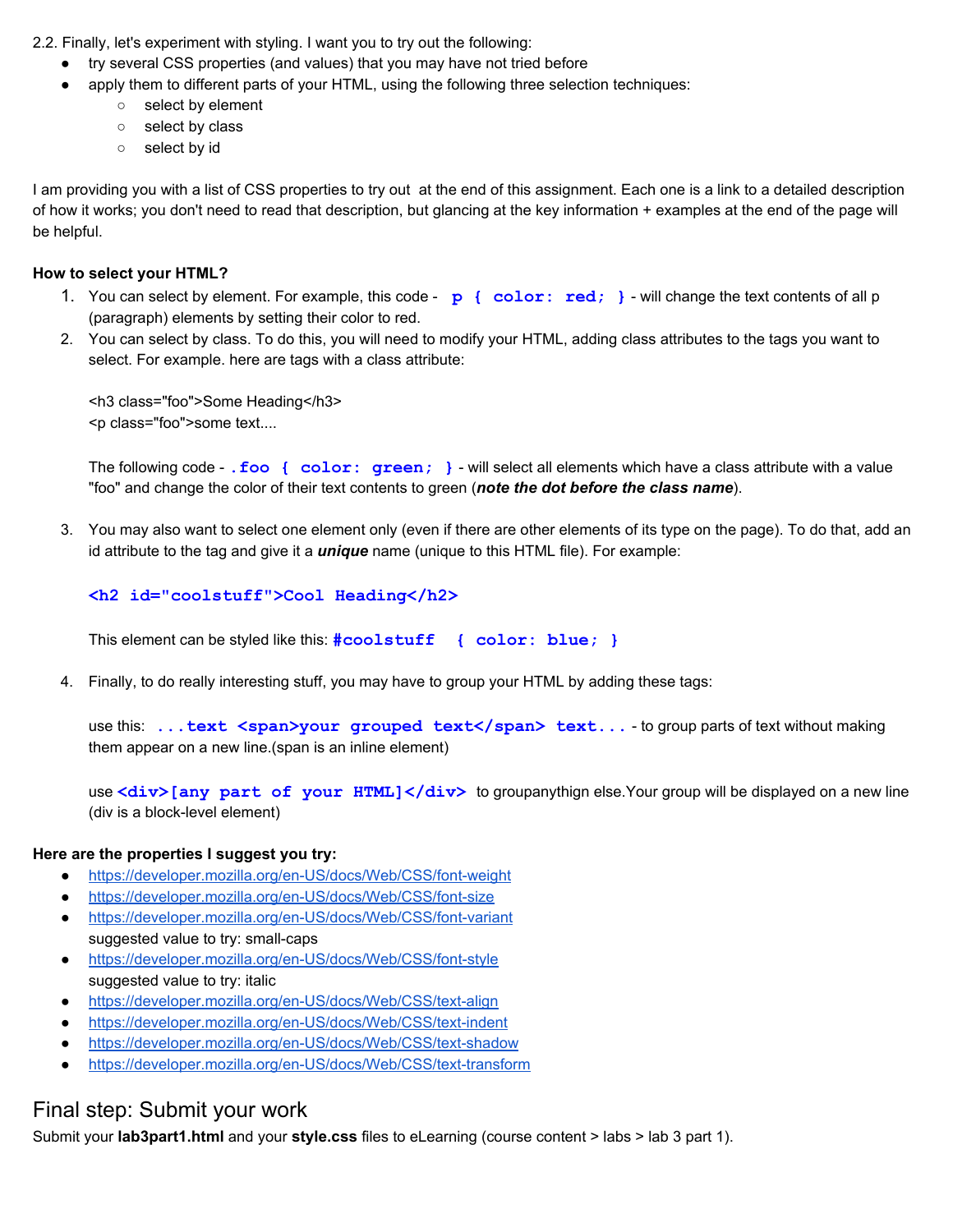2.2. Finally, let's experiment with styling. I want you to try out the following:

- try several CSS properties (and values) that you may have not tried before
- apply them to different parts of your HTML, using the following three selection techniques:
  - select by element
  - select by class
  - select by id

I am providing you with a list of CSS properties to try out at the end of this assignment. Each one is a link to a detailed description of how it works; you don't need to read that description, but glancing at the key information + examples at the end of the page will be helpful.

**How to select your HTML?**

1. You can select by element. For example, this code - `p { color: red; }` - will change the text contents of all p (paragraph) elements by setting their color to red.
2. You can select by class. To do this, you will need to modify your HTML, adding class attributes to the tags you want to select. For example. here are tags with a class attribute:

   <h3 class="foo">Some Heading</h3>
   <p class="foo">some text....

   The following code - `.foo { color: green; }` - will select all elements which have a class attribute with a value "foo" and change the color of their text contents to green (***note the dot before the class name***).

3. You may also want to select one element only (even if there are other elements of its type on the page). To do that, add an id attribute to the tag and give it a ***unique*** name (unique to this HTML file). For example:

   `<h2 id="coolstuff">Cool Heading</h2>`

   This element can be styled like this: `#coolstuff { color: blue; }`

4. Finally, to do really interesting stuff, you may have to group your HTML by adding these tags:

   use this: `...text <span>your grouped text</span> text...` - to group parts of text without making them appear on a new line.(span is an inline element)

   use `<div>[any part of your HTML]</div>` to groupanythign else.Your group will be displayed on a new line (div is a block-level element)

**Here are the properties I suggest you try:**

- https://developer.mozilla.org/en-US/docs/Web/CSS/font-weight
- https://developer.mozilla.org/en-US/docs/Web/CSS/font-size
- https://developer.mozilla.org/en-US/docs/Web/CSS/font-variant
  suggested value to try: small-caps
- https://developer.mozilla.org/en-US/docs/Web/CSS/font-style
  suggested value to try: italic
- https://developer.mozilla.org/en-US/docs/Web/CSS/text-align
- https://developer.mozilla.org/en-US/docs/Web/CSS/text-indent
- https://developer.mozilla.org/en-US/docs/Web/CSS/text-shadow
- https://developer.mozilla.org/en-US/docs/Web/CSS/text-transform

## Final step: Submit your work

Submit your **lab3part1.html** and your **style.css** files to eLearning (course content > labs > lab 3 part 1).